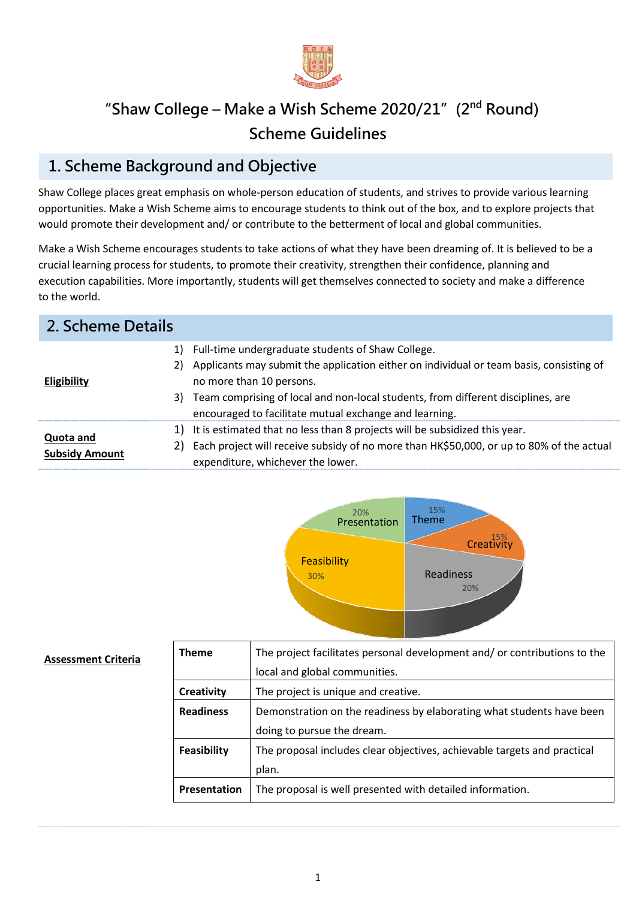# "Shaw College – Make a Wish Scheme 2020/21" (2nd Round)

# Scheme Guidelines

## 1. Scheme Background and Objective

Shaw College places great emphasis on whole-person education of students, and strives to provide various learning opportunities. Make a Wish Scheme aims to encourage students to think out of the box, and to explore projects that would promote their development and/ or contribute to the betterment of local and global communities.

Make a Wish Scheme encourages students to take actions of what they have been dreaming of. It is believed to be a crucial learning process for students, to promote their creativity, strengthen their confidence, planning and execution capabilities. More importantly, students will get themselves connected to society and make a difference to the world.

## 2. Scheme Details

**Eligibility**

1) Full-time undergraduate students of Shaw College.
2) Applicants may submit the application either on individual or team basis, consisting of no more than 10 persons.
3) Team comprising of local and non-local students, from different disciplines, are encouraged to facilitate mutual exchange and learning.

**Quota and Subsidy Amount**

1) It is estimated that no less than 8 projects will be subsidized this year.
2) Each project will receive subsidy of no more than HK$50,000, or up to 80% of the actual expenditure, whichever the lower.

**Assessment Criteria**

- Theme: 15%
- Creativity: 15%
- Readiness: 20%
- Feasibility: 30%
- Presentation: 20%

| Criterion | Description |
|---|---|
| **Theme** | The project facilitates personal development and/ or contributions to the local and global communities. |
| **Creativity** | The project is unique and creative. |
| **Readiness** | Demonstration on the readiness by elaborating what students have been doing to pursue the dream. |
| **Feasibility** | The proposal includes clear objectives, achievable targets and practical plan. |
| **Presentation** | The proposal is well presented with detailed information. |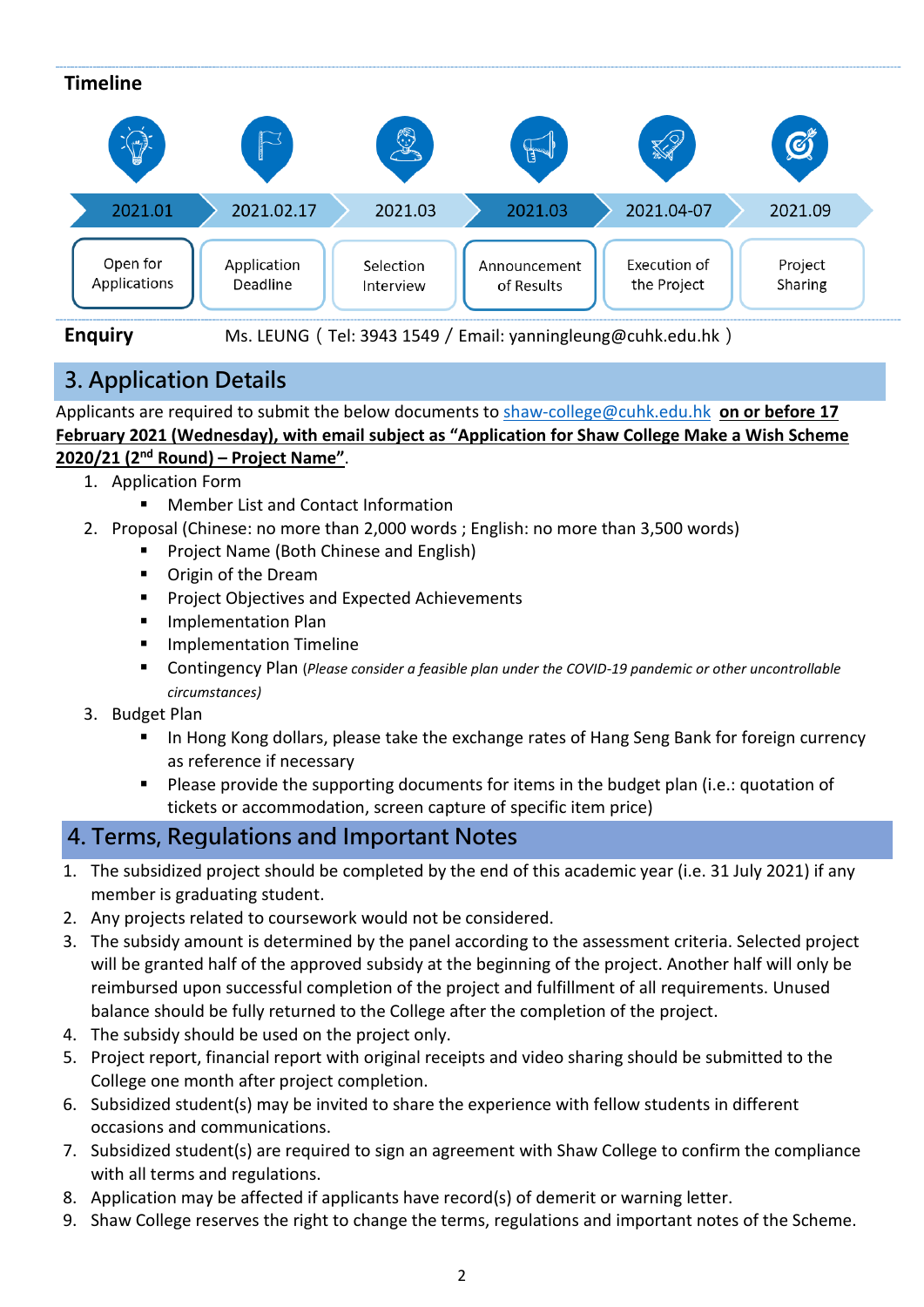**Timeline**

| 2021.01 | 2021.02.17 | 2021.03 | 2021.03 | 2021.04-07 | 2021.09 |
|---|---|---|---|---|---|
| Open for Applications | Application Deadline | Selection Interview | Announcement of Results | Execution of the Project | Project Sharing |

**Enquiry** Ms. LEUNG（Tel: 3943 1549 / Email: yanningleung@cuhk.edu.hk）

## 3. Application Details

Applicants are required to submit the below documents to shaw-college@cuhk.edu.hk **on or before 17 February 2021 (Wednesday), with email subject as "Application for Shaw College Make a Wish Scheme 2020/21 (2nd Round) – Project Name"**.

1. Application Form
    - Member List and Contact Information
2. Proposal (Chinese: no more than 2,000 words ; English: no more than 3,500 words)
    - Project Name (Both Chinese and English)
    - Origin of the Dream
    - Project Objectives and Expected Achievements
    - Implementation Plan
    - Implementation Timeline
    - Contingency Plan (*Please consider a feasible plan under the COVID-19 pandemic or other uncontrollable circumstances)*
3. Budget Plan
    - In Hong Kong dollars, please take the exchange rates of Hang Seng Bank for foreign currency as reference if necessary
    - Please provide the supporting documents for items in the budget plan (i.e.: quotation of tickets or accommodation, screen capture of specific item price)

## 4. Terms, Regulations and Important Notes

1. The subsidized project should be completed by the end of this academic year (i.e. 31 July 2021) if any member is graduating student.
2. Any projects related to coursework would not be considered.
3. The subsidy amount is determined by the panel according to the assessment criteria. Selected project will be granted half of the approved subsidy at the beginning of the project. Another half will only be reimbursed upon successful completion of the project and fulfillment of all requirements. Unused balance should be fully returned to the College after the completion of the project.
4. The subsidy should be used on the project only.
5. Project report, financial report with original receipts and video sharing should be submitted to the College one month after project completion.
6. Subsidized student(s) may be invited to share the experience with fellow students in different occasions and communications.
7. Subsidized student(s) are required to sign an agreement with Shaw College to confirm the compliance with all terms and regulations.
8. Application may be affected if applicants have record(s) of demerit or warning letter.
9. Shaw College reserves the right to change the terms, regulations and important notes of the Scheme.